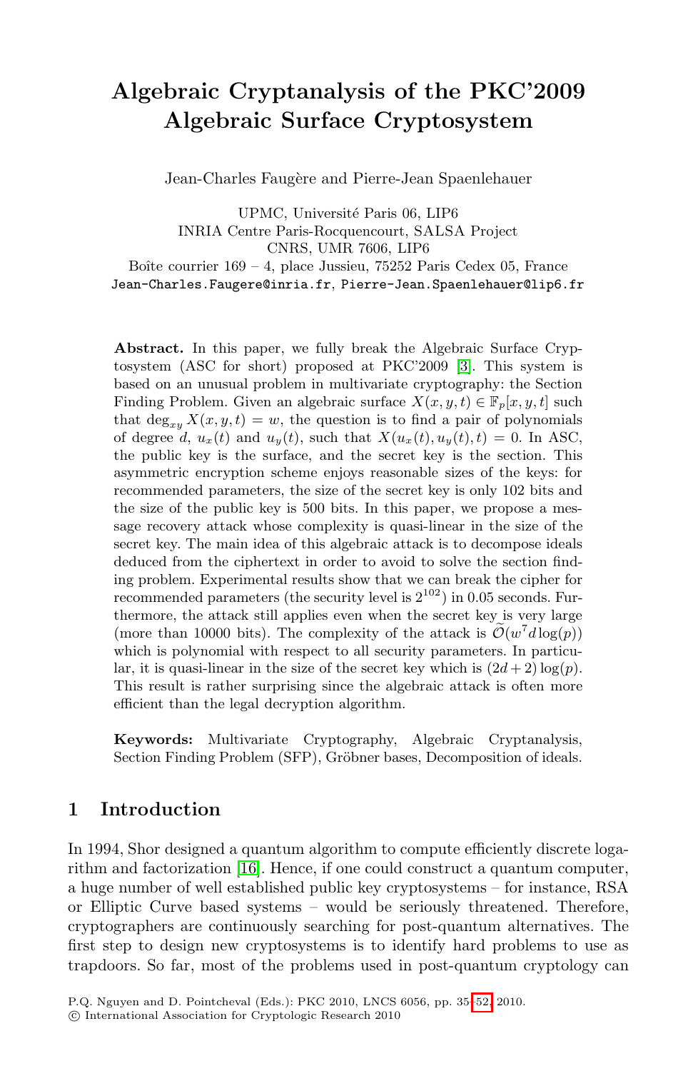# Algebraic Cryptanalysis of the PKC'2009 Algebraic Surface Cryptosystem

Jean-Charles Faugère and Pierre-Jean Spaenlehauer

UPMC, Université Paris 06, LIP6
INRIA Centre Paris-Rocquencourt, SALSA Project
CNRS, UMR 7606, LIP6
Boîte courrier 169 – 4, place Jussieu, 75252 Paris Cedex 05, France
Jean-Charles.Faugere@inria.fr, Pierre-Jean.Spaenlehauer@lip6.fr

**Abstract.** In this paper, we fully break the Algebraic Surface Cryptosystem (ASC for short) proposed at PKC'2009 [3]. This system is based on an unusual problem in multivariate cryptography: the Section Finding Problem. Given an algebraic surface $X(x, y, t) \in \mathbb{F}_p[x, y, t]$ such that $\deg_{xy} X(x, y, t) = w$, the question is to find a pair of polynomials of degree $d$, $u_x(t)$ and $u_y(t)$, such that $X(u_x(t), u_y(t), t) = 0$. In ASC, the public key is the surface, and the secret key is the section. This asymmetric encryption scheme enjoys reasonable sizes of the keys: for recommended parameters, the size of the secret key is only 102 bits and the size of the public key is 500 bits. In this paper, we propose a message recovery attack whose complexity is quasi-linear in the size of the secret key. The main idea of this algebraic attack is to decompose ideals deduced from the ciphertext in order to avoid to solve the section finding problem. Experimental results show that we can break the cipher for recommended parameters (the security level is $2^{102}$) in 0.05 seconds. Furthermore, the attack still applies even when the secret key is very large (more than 10000 bits). The complexity of the attack is $\widetilde{\mathcal{O}}(w^7 d \log(p))$ which is polynomial with respect to all security parameters. In particular, it is quasi-linear in the size of the secret key which is $(2d + 2) \log(p)$. This result is rather surprising since the algebraic attack is often more efficient than the legal decryption algorithm.

**Keywords:** Multivariate Cryptography, Algebraic Cryptanalysis, Section Finding Problem (SFP), Gröbner bases, Decomposition of ideals.

## 1 Introduction

In 1994, Shor designed a quantum algorithm to compute efficiently discrete logarithm and factorization [16]. Hence, if one could construct a quantum computer, a huge number of well established public key cryptosystems – for instance, RSA or Elliptic Curve based systems – would be seriously threatened. Therefore, cryptographers are continuously searching for post-quantum alternatives. The first step to design new cryptosystems is to identify hard problems to use as trapdoors. So far, most of the problems used in post-quantum cryptology can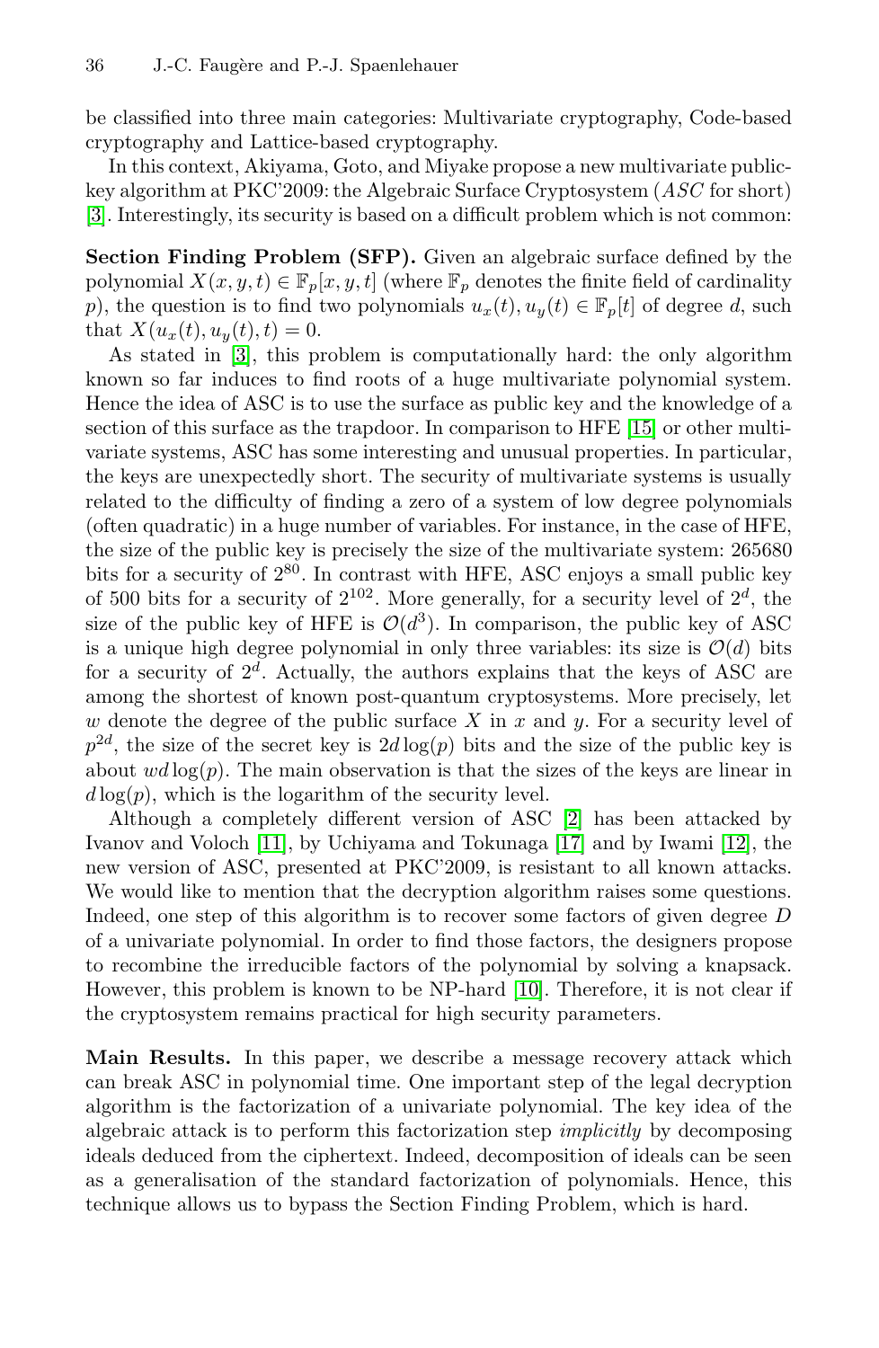be classified into three main categories: Multivariate cryptography, Code-based cryptography and Lattice-based cryptography.

In this context, Akiyama, Goto, and Miyake propose a new multivariate public-key algorithm at PKC'2009: the Algebraic Surface Cryptosystem (*ASC* for short) [3]. Interestingly, its security is based on a difficult problem which is not common:

**Section Finding Problem (SFP).** Given an algebraic surface defined by the polynomial $X(x, y, t) \in \mathbb{F}_p[x, y, t]$ (where $\mathbb{F}_p$ denotes the finite field of cardinality $p$), the question is to find two polynomials $u_x(t), u_y(t) \in \mathbb{F}_p[t]$ of degree $d$, such that $X(u_x(t), u_y(t), t) = 0$.

As stated in [3], this problem is computationally hard: the only algorithm known so far induces to find roots of a huge multivariate polynomial system. Hence the idea of ASC is to use the surface as public key and the knowledge of a section of this surface as the trapdoor. In comparison to HFE [15] or other multivariate systems, ASC has some interesting and unusual properties. In particular, the keys are unexpectedly short. The security of multivariate systems is usually related to the difficulty of finding a zero of a system of low degree polynomials (often quadratic) in a huge number of variables. For instance, in the case of HFE, the size of the public key is precisely the size of the multivariate system: 265680 bits for a security of $2^{80}$. In contrast with HFE, ASC enjoys a small public key of 500 bits for a security of $2^{102}$. More generally, for a security level of $2^d$, the size of the public key of HFE is $\mathcal{O}(d^3)$. In comparison, the public key of ASC is a unique high degree polynomial in only three variables: its size is $\mathcal{O}(d)$ bits for a security of $2^d$. Actually, the authors explains that the keys of ASC are among the shortest of known post-quantum cryptosystems. More precisely, let $w$ denote the degree of the public surface $X$ in $x$ and $y$. For a security level of $p^{2d}$, the size of the secret key is $2d\log(p)$ bits and the size of the public key is about $wd\log(p)$. The main observation is that the sizes of the keys are linear in $d\log(p)$, which is the logarithm of the security level.

Although a completely different version of ASC [2] has been attacked by Ivanov and Voloch [11], by Uchiyama and Tokunaga [17] and by Iwami [12], the new version of ASC, presented at PKC'2009, is resistant to all known attacks. We would like to mention that the decryption algorithm raises some questions. Indeed, one step of this algorithm is to recover some factors of given degree $D$ of a univariate polynomial. In order to find those factors, the designers propose to recombine the irreducible factors of the polynomial by solving a knapsack. However, this problem is known to be NP-hard [10]. Therefore, it is not clear if the cryptosystem remains practical for high security parameters.

**Main Results.** In this paper, we describe a message recovery attack which can break ASC in polynomial time. One important step of the legal decryption algorithm is the factorization of a univariate polynomial. The key idea of the algebraic attack is to perform this factorization step *implicitly* by decomposing ideals deduced from the ciphertext. Indeed, decomposition of ideals can be seen as a generalisation of the standard factorization of polynomials. Hence, this technique allows us to bypass the Section Finding Problem, which is hard.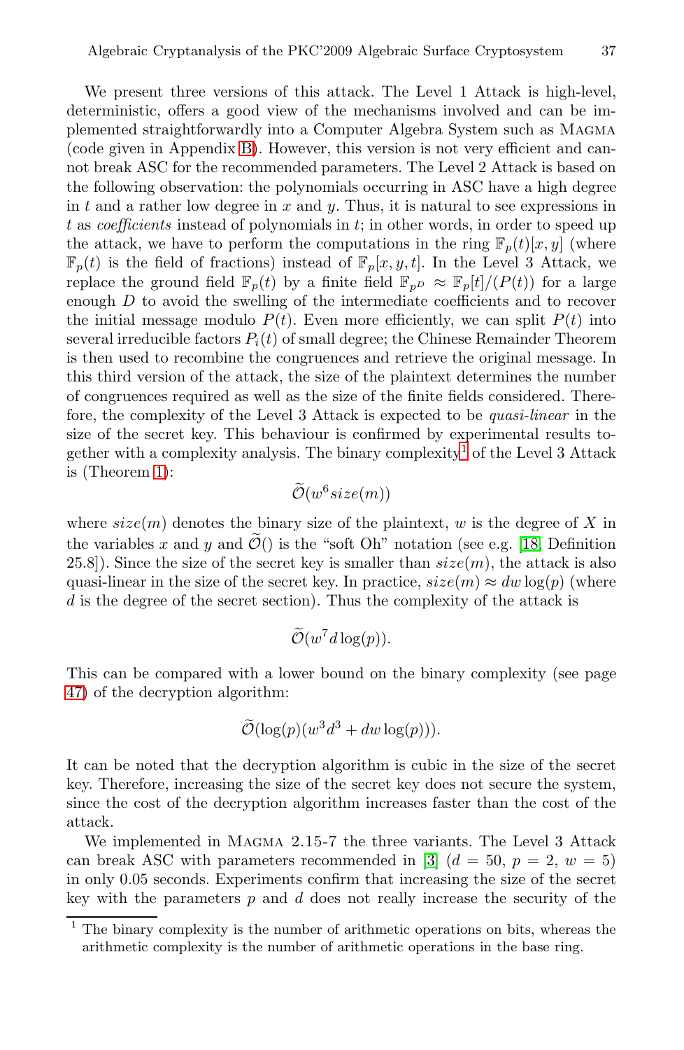We present three versions of this attack. The Level 1 Attack is high-level, deterministic, offers a good view of the mechanisms involved and can be implemented straightforwardly into a Computer Algebra System such as Magma (code given in Appendix B). However, this version is not very efficient and cannot break ASC for the recommended parameters. The Level 2 Attack is based on the following observation: the polynomials occurring in ASC have a high degree in $t$ and a rather low degree in $x$ and $y$. Thus, it is natural to see expressions in $t$ as *coefficients* instead of polynomials in $t$; in other words, in order to speed up the attack, we have to perform the computations in the ring $\mathbb{F}_p(t)[x, y]$ (where $\mathbb{F}_p(t)$ is the field of fractions) instead of $\mathbb{F}_p[x, y, t]$. In the Level 3 Attack, we replace the ground field $\mathbb{F}_p(t)$ by a finite field $\mathbb{F}_{p^D} \approx \mathbb{F}_p[t]/(P(t))$ for a large enough $D$ to avoid the swelling of the intermediate coefficients and to recover the initial message modulo $P(t)$. Even more efficiently, we can split $P(t)$ into several irreducible factors $P_i(t)$ of small degree; the Chinese Remainder Theorem is then used to recombine the congruences and retrieve the original message. In this third version of the attack, the size of the plaintext determines the number of congruences required as well as the size of the finite fields considered. Therefore, the complexity of the Level 3 Attack is expected to be *quasi-linear* in the size of the secret key. This behaviour is confirmed by experimental results together with a complexity analysis. The binary complexity[1] of the Level 3 Attack is (Theorem 1):

$$\widetilde{\mathcal{O}}(w^6 size(m))$$

where $size(m)$ denotes the binary size of the plaintext, $w$ is the degree of $X$ in the variables $x$ and $y$ and $\widetilde{\mathcal{O}}()$ is the "soft Oh" notation (see e.g. [18, Definition 25.8]). Since the size of the secret key is smaller than $size(m)$, the attack is also quasi-linear in the size of the secret key. In practice, $size(m) \approx dw\log(p)$ (where $d$ is the degree of the secret section). Thus the complexity of the attack is

$$\widetilde{\mathcal{O}}(w^7 d \log(p)).$$

This can be compared with a lower bound on the binary complexity (see page 47) of the decryption algorithm:

$$\widetilde{\mathcal{O}}(\log(p)(w^3 d^3 + dw\log(p))).$$

It can be noted that the decryption algorithm is cubic in the size of the secret key. Therefore, increasing the size of the secret key does not secure the system, since the cost of the decryption algorithm increases faster than the cost of the attack.

We implemented in Magma 2.15-7 the three variants. The Level 3 Attack can break ASC with parameters recommended in [3] ($d = 50$, $p = 2$, $w = 5$) in only 0.05 seconds. Experiments confirm that increasing the size of the secret key with the parameters $p$ and $d$ does not really increase the security of the

[1] The binary complexity is the number of arithmetic operations on bits, whereas the arithmetic complexity is the number of arithmetic operations in the base ring.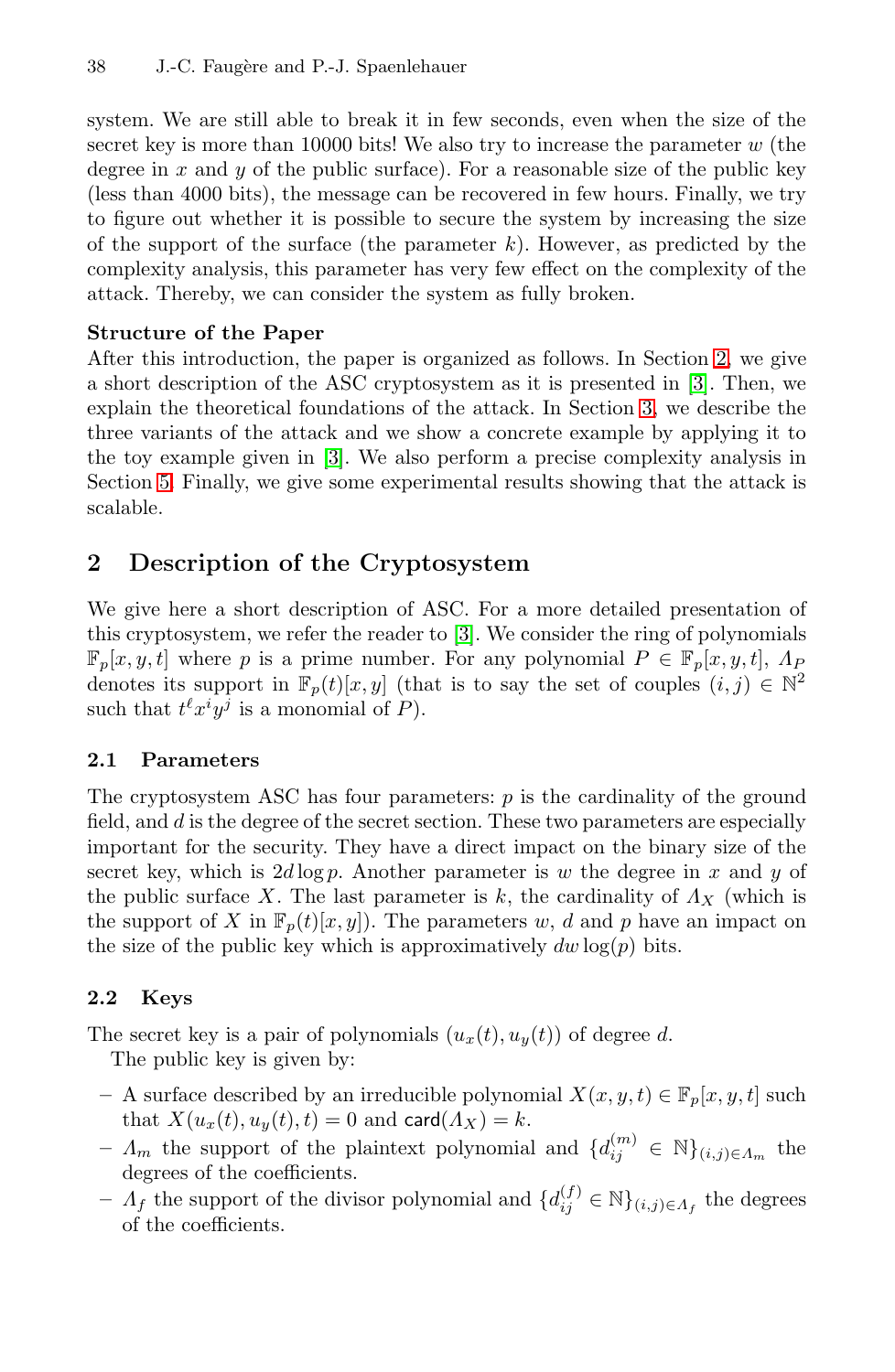system. We are still able to break it in few seconds, even when the size of the secret key is more than 10000 bits! We also try to increase the parameter $w$ (the degree in $x$ and $y$ of the public surface). For a reasonable size of the public key (less than 4000 bits), the message can be recovered in few hours. Finally, we try to figure out whether it is possible to secure the system by increasing the size of the support of the surface (the parameter $k$). However, as predicted by the complexity analysis, this parameter has very few effect on the complexity of the attack. Thereby, we can consider the system as fully broken.

**Structure of the Paper**

After this introduction, the paper is organized as follows. In Section 2, we give a short description of the ASC cryptosystem as it is presented in [3]. Then, we explain the theoretical foundations of the attack. In Section 3, we describe the three variants of the attack and we show a concrete example by applying it to the toy example given in [3]. We also perform a precise complexity analysis in Section 5. Finally, we give some experimental results showing that the attack is scalable.

## 2 Description of the Cryptosystem

We give here a short description of ASC. For a more detailed presentation of this cryptosystem, we refer the reader to [3]. We consider the ring of polynomials $\mathbb{F}_p[x, y, t]$ where $p$ is a prime number. For any polynomial $P \in \mathbb{F}_p[x, y, t]$, $\Lambda_P$ denotes its support in $\mathbb{F}_p(t)[x, y]$ (that is to say the set of couples $(i, j) \in \mathbb{N}^2$ such that $t^\ell x^i y^j$ is a monomial of $P$).

### 2.1 Parameters

The cryptosystem ASC has four parameters: $p$ is the cardinality of the ground field, and $d$ is the degree of the secret section. These two parameters are especially important for the security. They have a direct impact on the binary size of the secret key, which is $2d \log p$. Another parameter is $w$ the degree in $x$ and $y$ of the public surface $X$. The last parameter is $k$, the cardinality of $\Lambda_X$ (which is the support of $X$ in $\mathbb{F}_p(t)[x, y]$). The parameters $w$, $d$ and $p$ have an impact on the size of the public key which is approximatively $dw \log(p)$ bits.

### 2.2 Keys

The secret key is a pair of polynomials $(u_x(t), u_y(t))$ of degree $d$.

The public key is given by:

- A surface described by an irreducible polynomial $X(x, y, t) \in \mathbb{F}_p[x, y, t]$ such that $X(u_x(t), u_y(t), t) = 0$ and $\mathsf{card}(\Lambda_X) = k$.
- $\Lambda_m$ the support of the plaintext polynomial and $\{d_{ij}^{(m)} \in \mathbb{N}\}_{(i,j)\in\Lambda_m}$ the degrees of the coefficients.
- $\Lambda_f$ the support of the divisor polynomial and $\{d_{ij}^{(f)} \in \mathbb{N}\}_{(i,j)\in\Lambda_f}$ the degrees of the coefficients.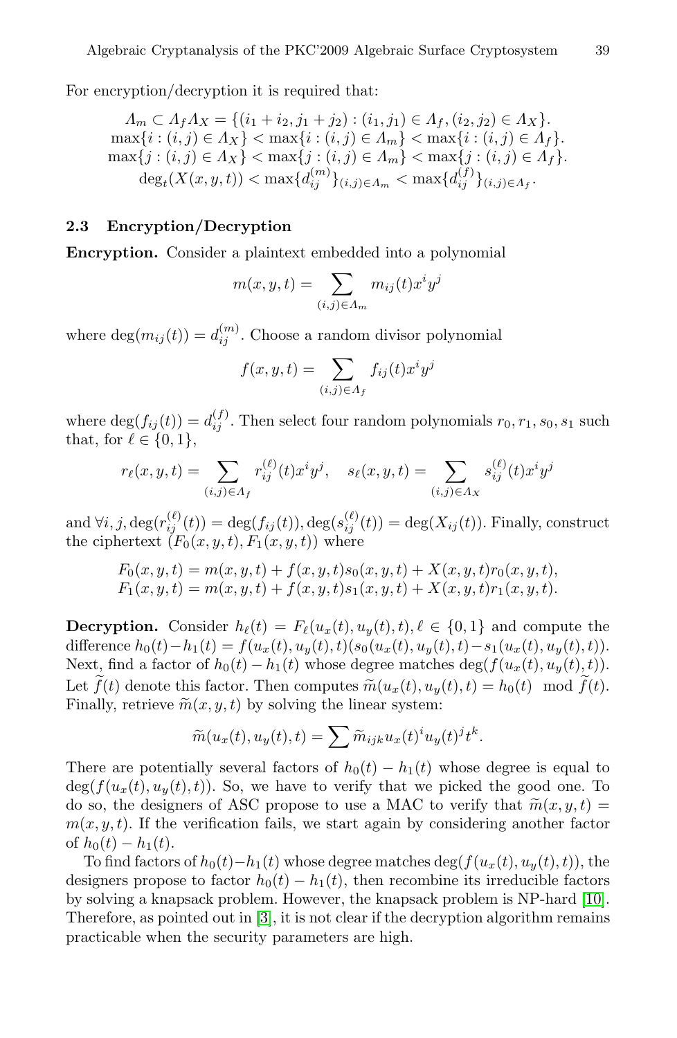For encryption/decryption it is required that:

$$
\begin{gathered}
\Lambda_m \subset \Lambda_f \Lambda_X = \{(i_1+i_2, j_1+j_2) : (i_1,j_1) \in \Lambda_f, (i_2,j_2) \in \Lambda_X\}. \\
\max\{i : (i,j) \in \Lambda_X\} < \max\{i : (i,j) \in \Lambda_m\} < \max\{i : (i,j) \in \Lambda_f\}. \\
\max\{j : (i,j) \in \Lambda_X\} < \max\{j : (i,j) \in \Lambda_m\} < \max\{j : (i,j) \in \Lambda_f\}. \\
\deg_t(X(x,y,t)) < \max\{d_{ij}^{(m)}\}_{(i,j)\in\Lambda_m} < \max\{d_{ij}^{(f)}\}_{(i,j)\in\Lambda_f}.
\end{gathered}
$$

### 2.3 Encryption/Decryption

**Encryption.** Consider a plaintext embedded into a polynomial

$$
m(x,y,t) = \sum_{(i,j)\in\Lambda_m} m_{ij}(t) x^i y^j
$$

where $\deg(m_{ij}(t)) = d_{ij}^{(m)}$. Choose a random divisor polynomial

$$
f(x,y,t) = \sum_{(i,j)\in\Lambda_f} f_{ij}(t) x^i y^j
$$

where $\deg(f_{ij}(t)) = d_{ij}^{(f)}$. Then select four random polynomials $r_0, r_1, s_0, s_1$ such that, for $\ell \in \{0,1\}$,

$$
r_\ell(x,y,t) = \sum_{(i,j)\in\Lambda_f} r_{ij}^{(\ell)}(t) x^i y^j, \quad s_\ell(x,y,t) = \sum_{(i,j)\in\Lambda_X} s_{ij}^{(\ell)}(t) x^i y^j
$$

and $\forall i,j, \deg(r_{ij}^{(\ell)}(t)) = \deg(f_{ij}(t)), \deg(s_{ij}^{(\ell)}(t)) = \deg(X_{ij}(t))$. Finally, construct the ciphertext $(F_0(x,y,t), F_1(x,y,t))$ where

$$
\begin{aligned}
F_0(x,y,t) &= m(x,y,t) + f(x,y,t)s_0(x,y,t) + X(x,y,t)r_0(x,y,t), \\
F_1(x,y,t) &= m(x,y,t) + f(x,y,t)s_1(x,y,t) + X(x,y,t)r_1(x,y,t).
\end{aligned}
$$

**Decryption.** Consider $h_\ell(t) = F_\ell(u_x(t), u_y(t), t), \ell \in \{0,1\}$ and compute the difference $h_0(t) - h_1(t) = f(u_x(t), u_y(t), t)(s_0(u_x(t), u_y(t), t) - s_1(u_x(t), u_y(t), t))$. Next, find a factor of $h_0(t) - h_1(t)$ whose degree matches $\deg(f(u_x(t), u_y(t), t))$. Let $\widetilde{f}(t)$ denote this factor. Then computes $\widetilde{m}(u_x(t), u_y(t), t) = h_0(t) \mod \widetilde{f}(t)$. Finally, retrieve $\widetilde{m}(x,y,t)$ by solving the linear system:

$$
\widetilde{m}(u_x(t), u_y(t), t) = \sum \widetilde{m}_{ijk} u_x(t)^i u_y(t)^j t^k.
$$

There are potentially several factors of $h_0(t) - h_1(t)$ whose degree is equal to $\deg(f(u_x(t), u_y(t), t))$. So, we have to verify that we picked the good one. To do so, the designers of ASC propose to use a MAC to verify that $\widetilde{m}(x,y,t) = m(x,y,t)$. If the verification fails, we start again by considering another factor of $h_0(t) - h_1(t)$.

To find factors of $h_0(t) - h_1(t)$ whose degree matches $\deg(f(u_x(t), u_y(t), t))$, the designers propose to factor $h_0(t) - h_1(t)$, then recombine its irreducible factors by solving a knapsack problem. However, the knapsack problem is NP-hard [10]. Therefore, as pointed out in [3], it is not clear if the decryption algorithm remains practicable when the security parameters are high.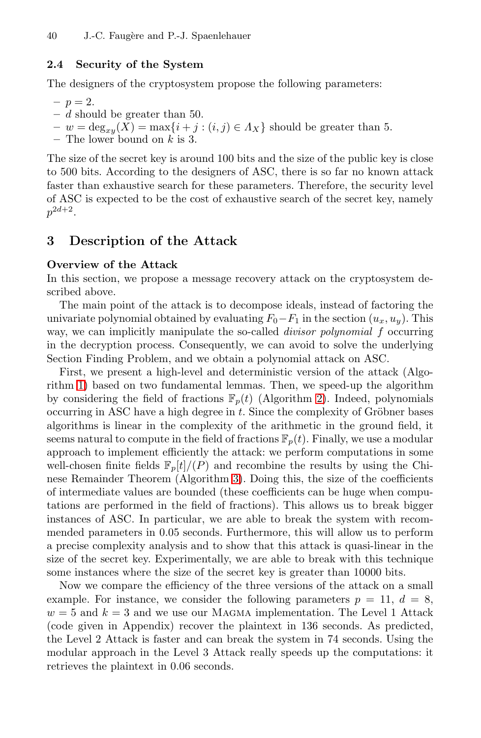### 2.4 Security of the System

The designers of the cryptosystem propose the following parameters:

- $p = 2$.
- $d$ should be greater than 50.
- $w = \deg_{xy}(X) = \max\{i + j : (i, j) \in \Lambda_X\}$ should be greater than 5.
- The lower bound on $k$ is 3.

The size of the secret key is around 100 bits and the size of the public key is close to 500 bits. According to the designers of ASC, there is so far no known attack faster than exhaustive search for these parameters. Therefore, the security level of ASC is expected to be the cost of exhaustive search of the secret key, namely $p^{2d+2}$.

## 3 Description of the Attack

**Overview of the Attack**

In this section, we propose a message recovery attack on the cryptosystem described above.

The main point of the attack is to decompose ideals, instead of factoring the univariate polynomial obtained by evaluating $F_0 - F_1$ in the section $(u_x, u_y)$. This way, we can implicitly manipulate the so-called *divisor polynomial* $f$ occurring in the decryption process. Consequently, we can avoid to solve the underlying Section Finding Problem, and we obtain a polynomial attack on ASC.

First, we present a high-level and deterministic version of the attack (Algorithm 1) based on two fundamental lemmas. Then, we speed-up the algorithm by considering the field of fractions $\mathbb{F}_p(t)$ (Algorithm 2). Indeed, polynomials occurring in ASC have a high degree in $t$. Since the complexity of Gröbner bases algorithms is linear in the complexity of the arithmetic in the ground field, it seems natural to compute in the field of fractions $\mathbb{F}_p(t)$. Finally, we use a modular approach to implement efficiently the attack: we perform computations in some well-chosen finite fields $\mathbb{F}_p[t]/(P)$ and recombine the results by using the Chinese Remainder Theorem (Algorithm 3). Doing this, the size of the coefficients of intermediate values are bounded (these coefficients can be huge when computations are performed in the field of fractions). This allows us to break bigger instances of ASC. In particular, we are able to break the system with recommended parameters in 0.05 seconds. Furthermore, this will allow us to perform a precise complexity analysis and to show that this attack is quasi-linear in the size of the secret key. Experimentally, we are able to break with this technique some instances where the size of the secret key is greater than 10000 bits.

Now we compare the efficiency of the three versions of the attack on a small example. For instance, we consider the following parameters $p = 11$, $d = 8$, $w = 5$ and $k = 3$ and we use our Magma implementation. The Level 1 Attack (code given in Appendix) recover the plaintext in 136 seconds. As predicted, the Level 2 Attack is faster and can break the system in 74 seconds. Using the modular approach in the Level 3 Attack really speeds up the computations: it retrieves the plaintext in 0.06 seconds.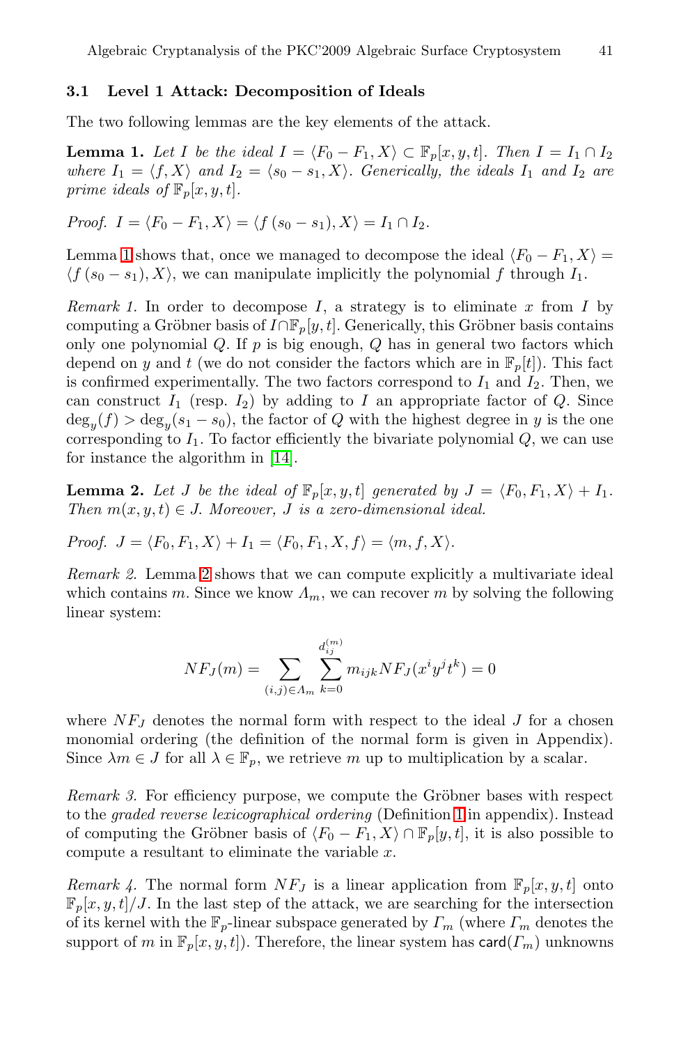### 3.1 Level 1 Attack: Decomposition of Ideals

The two following lemmas are the key elements of the attack.

**Lemma 1.** *Let $I$ be the ideal $I = \langle F_0 - F_1, X \rangle \subset \mathbb{F}_p[x, y, t]$. Then $I = I_1 \cap I_2$ where $I_1 = \langle f, X \rangle$ and $I_2 = \langle s_0 - s_1, X \rangle$. Generically, the ideals $I_1$ and $I_2$ are prime ideals of $\mathbb{F}_p[x, y, t]$.*

*Proof.* $I = \langle F_0 - F_1, X \rangle = \langle f\,(s_0 - s_1), X \rangle = I_1 \cap I_2$.

Lemma 1 shows that, once we managed to decompose the ideal $\langle F_0 - F_1, X \rangle = \langle f\,(s_0 - s_1), X \rangle$, we can manipulate implicitly the polynomial $f$ through $I_1$.

*Remark 1.* In order to decompose $I$, a strategy is to eliminate $x$ from $I$ by computing a Gröbner basis of $I \cap \mathbb{F}_p[y, t]$. Generically, this Gröbner basis contains only one polynomial $Q$. If $p$ is big enough, $Q$ has in general two factors which depend on $y$ and $t$ (we do not consider the factors which are in $\mathbb{F}_p[t]$). This fact is confirmed experimentally. The two factors correspond to $I_1$ and $I_2$. Then, we can construct $I_1$ (resp. $I_2$) by adding to $I$ an appropriate factor of $Q$. Since $\deg_y(f) > \deg_y(s_1 - s_0)$, the factor of $Q$ with the highest degree in $y$ is the one corresponding to $I_1$. To factor efficiently the bivariate polynomial $Q$, we can use for instance the algorithm in [14].

**Lemma 2.** *Let $J$ be the ideal of $\mathbb{F}_p[x, y, t]$ generated by $J = \langle F_0, F_1, X \rangle + I_1$. Then $m(x, y, t) \in J$. Moreover, $J$ is a zero-dimensional ideal.*

*Proof.* $J = \langle F_0, F_1, X \rangle + I_1 = \langle F_0, F_1, X, f \rangle = \langle m, f, X \rangle$.

*Remark 2.* Lemma 2 shows that we can compute explicitly a multivariate ideal which contains $m$. Since we know $\Lambda_m$, we can recover $m$ by solving the following linear system:

$$NF_J(m) = \sum_{(i,j)\in\Lambda_m} \sum_{k=0}^{d_{ij}^{(m)}} m_{ijk} NF_J(x^i y^j t^k) = 0$$

where $NF_J$ denotes the normal form with respect to the ideal $J$ for a chosen monomial ordering (the definition of the normal form is given in Appendix). Since $\lambda m \in J$ for all $\lambda \in \mathbb{F}_p$, we retrieve $m$ up to multiplication by a scalar.

*Remark 3.* For efficiency purpose, we compute the Gröbner bases with respect to the *graded reverse lexicographical ordering* (Definition 1 in appendix). Instead of computing the Gröbner basis of $\langle F_0 - F_1, X \rangle \cap \mathbb{F}_p[y, t]$, it is also possible to compute a resultant to eliminate the variable $x$.

*Remark 4.* The normal form $NF_J$ is a linear application from $\mathbb{F}_p[x, y, t]$ onto $\mathbb{F}_p[x, y, t]/J$. In the last step of the attack, we are searching for the intersection of its kernel with the $\mathbb{F}_p$-linear subspace generated by $\Gamma_m$ (where $\Gamma_m$ denotes the support of $m$ in $\mathbb{F}_p[x, y, t]$). Therefore, the linear system has $\mathsf{card}(\Gamma_m)$ unknowns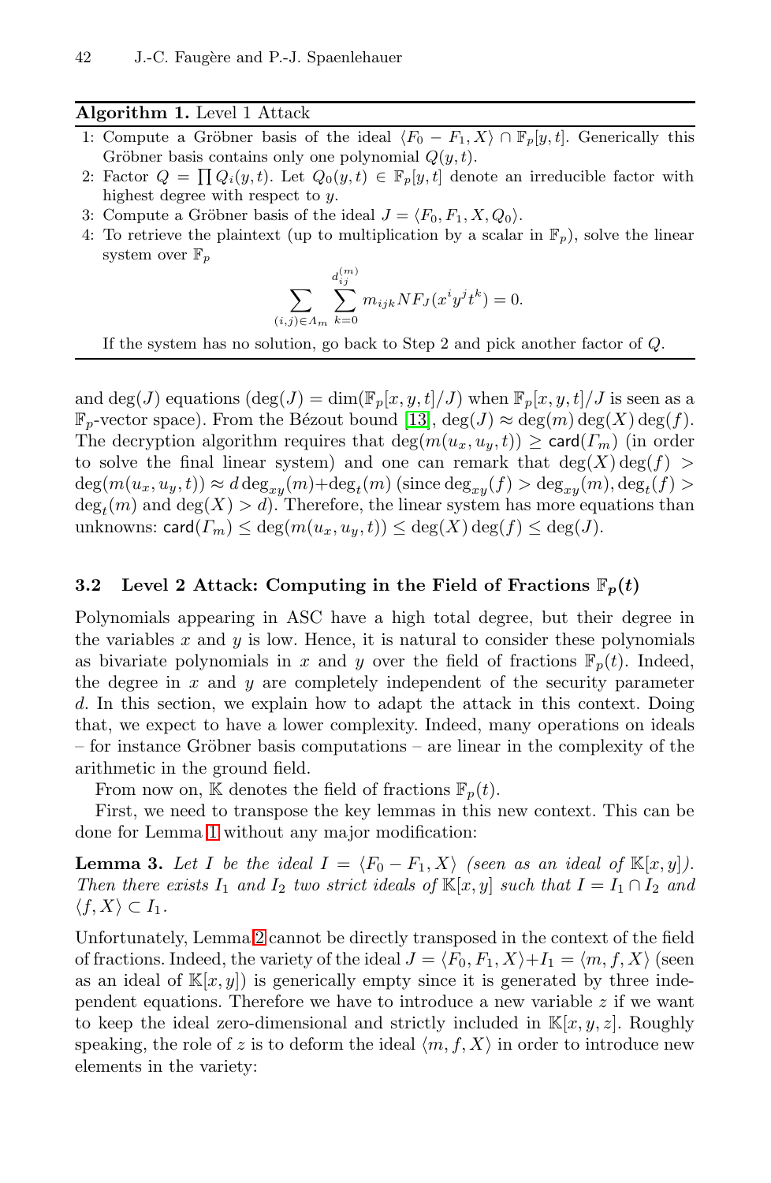**Algorithm 1.** Level 1 Attack

1: Compute a Gröbner basis of the ideal $\langle F_0 - F_1, X\rangle \cap \mathbb{F}_p[y,t]$. Generically this Gröbner basis contains only one polynomial $Q(y,t)$.

2: Factor $Q = \prod Q_i(y,t)$. Let $Q_0(y,t) \in \mathbb{F}_p[y,t]$ denote an irreducible factor with highest degree with respect to $y$.

3: Compute a Gröbner basis of the ideal $J = \langle F_0, F_1, X, Q_0\rangle$.

4: To retrieve the plaintext (up to multiplication by a scalar in $\mathbb{F}_p$), solve the linear system over $\mathbb{F}_p$

$$\sum_{(i,j)\in\Lambda_m} \sum_{k=0}^{d_{ij}^{(m)}} m_{ijk} NF_J(x^i y^j t^k) = 0.$$

If the system has no solution, go back to Step 2 and pick another factor of $Q$.

---

and $\deg(J)$ equations ($\deg(J) = \dim(\mathbb{F}_p[x,y,t]/J)$ when $\mathbb{F}_p[x,y,t]/J$ is seen as a $\mathbb{F}_p$-vector space). From the Bézout bound [13], $\deg(J) \approx \deg(m)\deg(X)\deg(f)$. The decryption algorithm requires that $\deg(m(u_x,u_y,t)) \geq \mathsf{card}(\Gamma_m)$ (in order to solve the final linear system) and one can remark that $\deg(X)\deg(f) > \deg(m(u_x,u_y,t)) \approx d\deg_{xy}(m)+\deg_t(m)$ (since $\deg_{xy}(f) > \deg_{xy}(m), \deg_t(f) > \deg_t(m)$ and $\deg(X) > d$). Therefore, the linear system has more equations than unknowns: $\mathsf{card}(\Gamma_m) \leq \deg(m(u_x,u_y,t)) \leq \deg(X)\deg(f) \leq \deg(J)$.

### 3.2 Level 2 Attack: Computing in the Field of Fractions $\mathbb{F}_p(t)$

Polynomials appearing in ASC have a high total degree, but their degree in the variables $x$ and $y$ is low. Hence, it is natural to consider these polynomials as bivariate polynomials in $x$ and $y$ over the field of fractions $\mathbb{F}_p(t)$. Indeed, the degree in $x$ and $y$ are completely independent of the security parameter $d$. In this section, we explain how to adapt the attack in this context. Doing that, we expect to have a lower complexity. Indeed, many operations on ideals – for instance Gröbner basis computations – are linear in the complexity of the arithmetic in the ground field.

From now on, $\mathbb{K}$ denotes the field of fractions $\mathbb{F}_p(t)$.

First, we need to transpose the key lemmas in this new context. This can be done for Lemma 1 without any major modification:

**Lemma 3.** *Let $I$ be the ideal $I = \langle F_0 - F_1, X\rangle$ (seen as an ideal of $\mathbb{K}[x,y]$). Then there exists $I_1$ and $I_2$ two strict ideals of $\mathbb{K}[x,y]$ such that $I = I_1 \cap I_2$ and $\langle f, X\rangle \subset I_1$.*

Unfortunately, Lemma 2 cannot be directly transposed in the context of the field of fractions. Indeed, the variety of the ideal $J = \langle F_0, F_1, X\rangle + I_1 = \langle m, f, X\rangle$ (seen as an ideal of $\mathbb{K}[x,y]$) is generically empty since it is generated by three independent equations. Therefore we have to introduce a new variable $z$ if we want to keep the ideal zero-dimensional and strictly included in $\mathbb{K}[x,y,z]$. Roughly speaking, the role of $z$ is to deform the ideal $\langle m, f, X\rangle$ in order to introduce new elements in the variety: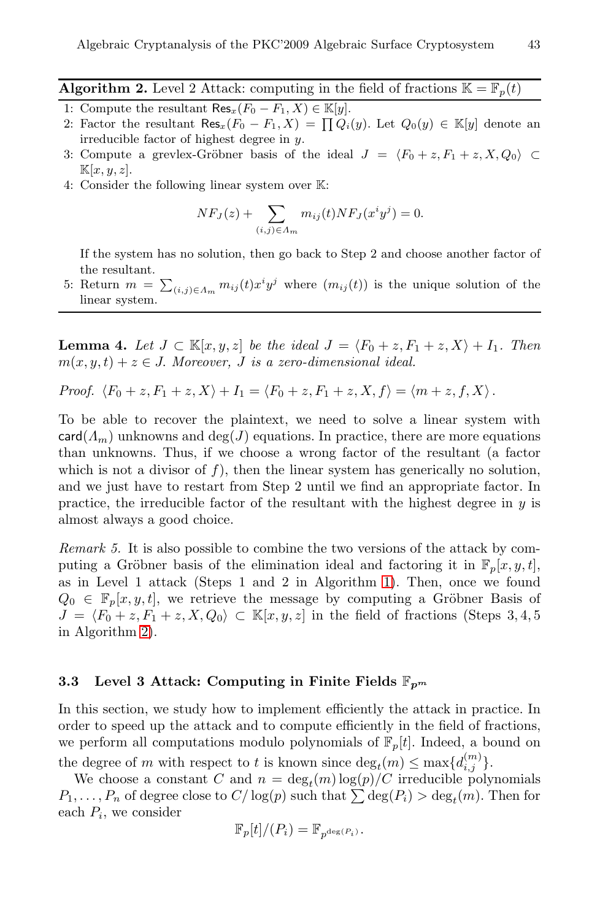**Algorithm 2.** Level 2 Attack: computing in the field of fractions $\mathbb{K} = \mathbb{F}_p(t)$

1: Compute the resultant $\mathsf{Res}_x(F_0 - F_1, X) \in \mathbb{K}[y]$.
2: Factor the resultant $\mathsf{Res}_x(F_0 - F_1, X) = \prod Q_i(y)$. Let $Q_0(y) \in \mathbb{K}[y]$ denote an irreducible factor of highest degree in $y$.
3: Compute a grevlex-Gröbner basis of the ideal $J = \langle F_0 + z, F_1 + z, X, Q_0 \rangle \subset \mathbb{K}[x, y, z]$.
4: Consider the following linear system over $\mathbb{K}$:

$$NF_J(z) + \sum_{(i,j) \in \Lambda_m} m_{ij}(t) NF_J(x^i y^j) = 0.$$

If the system has no solution, then go back to Step 2 and choose another factor of the resultant.
5: Return $m = \sum_{(i,j) \in \Lambda_m} m_{ij}(t) x^i y^j$ where $(m_{ij}(t))$ is the unique solution of the linear system.

**Lemma 4.** *Let $J \subset \mathbb{K}[x, y, z]$ be the ideal $J = \langle F_0 + z, F_1 + z, X \rangle + I_1$. Then $m(x, y, t) + z \in J$. Moreover, $J$ is a zero-dimensional ideal.*

*Proof.* $\langle F_0 + z, F_1 + z, X \rangle + I_1 = \langle F_0 + z, F_1 + z, X, f \rangle = \langle m + z, f, X \rangle$.

To be able to recover the plaintext, we need to solve a linear system with $\mathsf{card}(\Lambda_m)$ unknowns and $\deg(J)$ equations. In practice, there are more equations than unknowns. Thus, if we choose a wrong factor of the resultant (a factor which is not a divisor of $f$), then the linear system has generically no solution, and we just have to restart from Step 2 until we find an appropriate factor. In practice, the irreducible factor of the resultant with the highest degree in $y$ is almost always a good choice.

*Remark 5.* It is also possible to combine the two versions of the attack by computing a Gröbner basis of the elimination ideal and factoring it in $\mathbb{F}_p[x, y, t]$, as in Level 1 attack (Steps 1 and 2 in Algorithm 1). Then, once we found $Q_0 \in \mathbb{F}_p[x, y, t]$, we retrieve the message by computing a Gröbner Basis of $J = \langle F_0 + z, F_1 + z, X, Q_0 \rangle \subset \mathbb{K}[x, y, z]$ in the field of fractions (Steps 3, 4, 5 in Algorithm 2).

### 3.3 Level 3 Attack: Computing in Finite Fields $\mathbb{F}_{p^m}$

In this section, we study how to implement efficiently the attack in practice. In order to speed up the attack and to compute efficiently in the field of fractions, we perform all computations modulo polynomials of $\mathbb{F}_p[t]$. Indeed, a bound on the degree of $m$ with respect to $t$ is known since $\deg_t(m) \leq \max\{d_{i,j}^{(m)}\}$.

We choose a constant $C$ and $n = \deg_t(m) \log(p)/C$ irreducible polynomials $P_1, \ldots, P_n$ of degree close to $C/\log(p)$ such that $\sum \deg(P_i) > \deg_t(m)$. Then for each $P_i$, we consider

$$\mathbb{F}_p[t]/(P_i) = \mathbb{F}_{p^{\deg(P_i)}}.$$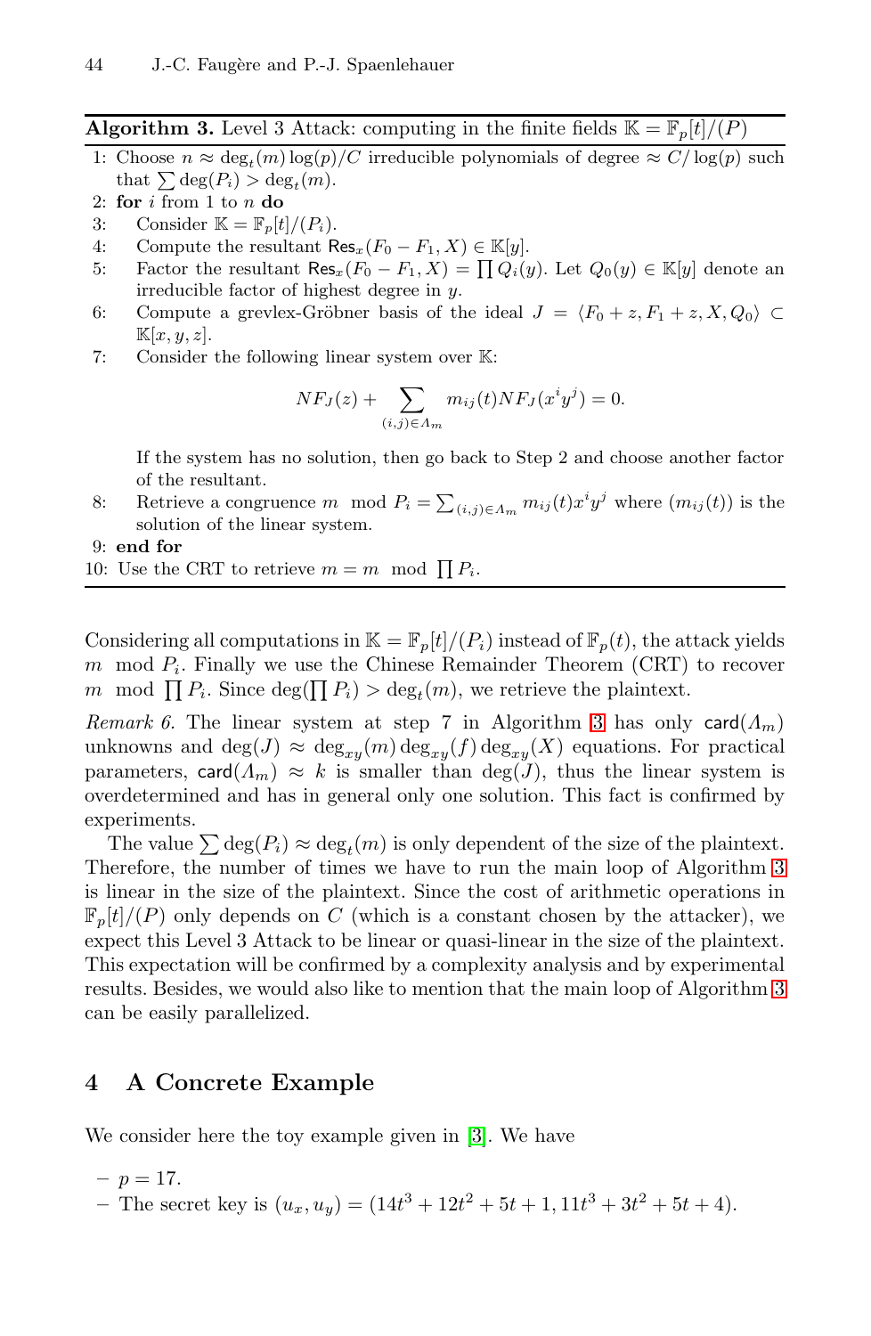**Algorithm 3.** Level 3 Attack: computing in the finite fields $\mathbb{K} = \mathbb{F}_p[t]/(P)$

1: Choose $n \approx \deg_t(m)\log(p)/C$ irreducible polynomials of degree $\approx C/\log(p)$ such that $\sum \deg(P_i) > \deg_t(m)$.
2: **for** $i$ from 1 to $n$ **do**
3: Consider $\mathbb{K} = \mathbb{F}_p[t]/(P_i)$.
4: Compute the resultant $\mathsf{Res}_x(F_0 - F_1, X) \in \mathbb{K}[y]$.
5: Factor the resultant $\mathsf{Res}_x(F_0 - F_1, X) = \prod Q_i(y)$. Let $Q_0(y) \in \mathbb{K}[y]$ denote an irreducible factor of highest degree in $y$.
6: Compute a grevlex-Gröbner basis of the ideal $J = \langle F_0 + z, F_1 + z, X, Q_0 \rangle \subset \mathbb{K}[x, y, z]$.
7: Consider the following linear system over $\mathbb{K}$:

$$NF_J(z) + \sum_{(i,j)\in\Lambda_m} m_{ij}(t) NF_J(x^i y^j) = 0.$$

If the system has no solution, then go back to Step 2 and choose another factor of the resultant.
8: Retrieve a congruence $m \mod P_i = \sum_{(i,j)\in\Lambda_m} m_{ij}(t)x^i y^j$ where $(m_{ij}(t))$ is the solution of the linear system.
9: **end for**
10: Use the CRT to retrieve $m = m \mod \prod P_i$.

Considering all computations in $\mathbb{K} = \mathbb{F}_p[t]/(P_i)$ instead of $\mathbb{F}_p(t)$, the attack yields $m \mod P_i$. Finally we use the Chinese Remainder Theorem (CRT) to recover $m \mod \prod P_i$. Since $\deg(\prod P_i) > \deg_t(m)$, we retrieve the plaintext.

*Remark 6.* The linear system at step 7 in Algorithm 3 has only $\mathsf{card}(\Lambda_m)$ unknowns and $\deg(J) \approx \deg_{xy}(m)\deg_{xy}(f)\deg_{xy}(X)$ equations. For practical parameters, $\mathsf{card}(\Lambda_m) \approx k$ is smaller than $\deg(J)$, thus the linear system is overdetermined and has in general only one solution. This fact is confirmed by experiments.

The value $\sum \deg(P_i) \approx \deg_t(m)$ is only dependent of the size of the plaintext. Therefore, the number of times we have to run the main loop of Algorithm 3 is linear in the size of the plaintext. Since the cost of arithmetic operations in $\mathbb{F}_p[t]/(P)$ only depends on $C$ (which is a constant chosen by the attacker), we expect this Level 3 Attack to be linear or quasi-linear in the size of the plaintext. This expectation will be confirmed by a complexity analysis and by experimental results. Besides, we would also like to mention that the main loop of Algorithm 3 can be easily parallelized.

## 4 A Concrete Example

We consider here the toy example given in [3]. We have

- $p = 17$.
- The secret key is $(u_x, u_y) = (14t^3 + 12t^2 + 5t + 1, 11t^3 + 3t^2 + 5t + 4)$.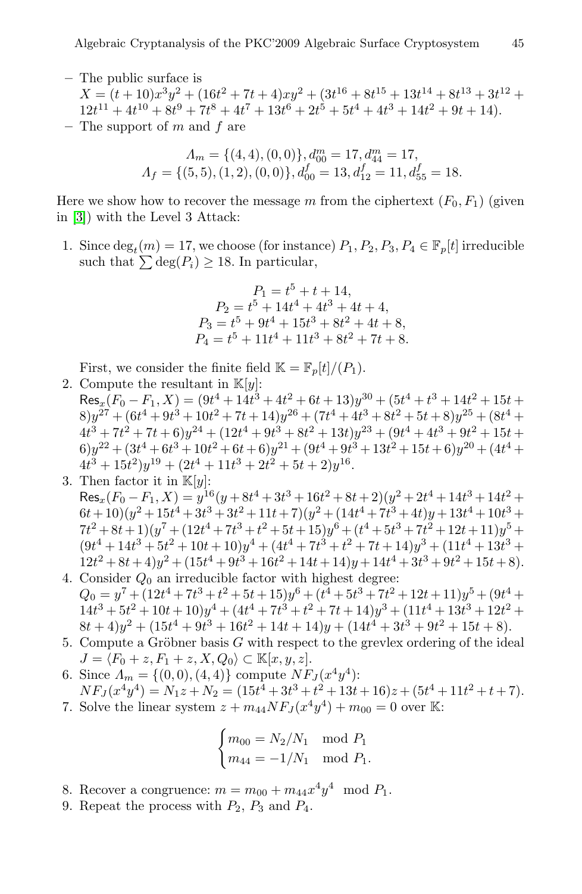- The public surface is
  $X = (t+10)x^3y^2 + (16t^2+7t+4)xy^2 + (3t^{16}+8t^{15}+13t^{14}+8t^{13}+3t^{12}+12t^{11}+4t^{10}+8t^9+7t^8+4t^7+13t^6+2t^5+5t^4+4t^3+14t^2+9t+14)$.
- The support of $m$ and $f$ are

$$\Lambda_m = \{(4,4),(0,0)\}, d^m_{00} = 17, d^m_{44} = 17,$$
$$\Lambda_f = \{(5,5),(1,2),(0,0)\}, d^f_{00} = 13, d^f_{12} = 11, d^f_{55} = 18.$$

Here we show how to recover the message $m$ from the ciphertext $(F_0, F_1)$ (given in [3]) with the Level 3 Attack:

1. Since $\deg_t(m) = 17$, we choose (for instance) $P_1, P_2, P_3, P_4 \in \mathbb{F}_p[t]$ irreducible such that $\sum \deg(P_i) \geq 18$. In particular,

$$P_1 = t^5 + t + 14,$$
$$P_2 = t^5 + 14t^4 + 4t^3 + 4t + 4,$$
$$P_3 = t^5 + 9t^4 + 15t^3 + 8t^2 + 4t + 8,$$
$$P_4 = t^5 + 11t^4 + 11t^3 + 8t^2 + 7t + 8.$$

   First, we consider the finite field $\mathbb{K} = \mathbb{F}_p[t]/(P_1)$.
2. Compute the resultant in $\mathbb{K}[y]$:
   $\mathsf{Res}_x(F_0 - F_1, X) = (9t^4+14t^3+4t^2+6t+13)y^{30} + (5t^4+t^3+14t^2+15t+8)y^{27} + (6t^4+9t^3+10t^2+7t+14)y^{26} + (7t^4+4t^3+8t^2+5t+8)y^{25} + (8t^4+4t^3+7t^2+7t+6)y^{24} + (12t^4+9t^3+8t^2+13t)y^{23} + (9t^4+4t^3+9t^2+15t+6)y^{22} + (3t^4+6t^3+10t^2+6t+6)y^{21} + (9t^4+9t^3+13t^2+15t+6)y^{20} + (4t^4+4t^3+15t^2)y^{19} + (2t^4+11t^3+2t^2+5t+2)y^{16}$.
3. Then factor it in $\mathbb{K}[y]$:
   $\mathsf{Res}_x(F_0 - F_1, X) = y^{16}(y+8t^4+3t^3+16t^2+8t+2)(y^2+2t^4+14t^3+14t^2+6t+10)(y^2+15t^4+3t^3+3t^2+11t+7)(y^2+(14t^4+7t^3+4t)y+13t^4+10t^3+7t^2+8t+1)(y^7+(12t^4+7t^3+t^2+5t+15)y^6+(t^4+5t^3+7t^2+12t+11)y^5+(9t^4+14t^3+5t^2+10t+10)y^4+(4t^4+7t^3+t^2+7t+14)y^3+(11t^4+13t^3+12t^2+8t+4)y^2+(15t^4+9t^3+16t^2+14t+14)y+14t^4+3t^3+9t^2+15t+8)$.
4. Consider $Q_0$ an irreducible factor with highest degree:
   $Q_0 = y^7+(12t^4+7t^3+t^2+5t+15)y^6+(t^4+5t^3+7t^2+12t+11)y^5+(9t^4+14t^3+5t^2+10t+10)y^4+(4t^4+7t^3+t^2+7t+14)y^3+(11t^4+13t^3+12t^2+8t+4)y^2+(15t^4+9t^3+16t^2+14t+14)y+(14t^4+3t^3+9t^2+15t+8)$.
5. Compute a Gröbner basis $G$ with respect to the grevlex ordering of the ideal $J = \langle F_0 + z, F_1 + z, X, Q_0 \rangle \subset \mathbb{K}[x, y, z]$.
6. Since $\Lambda_m = \{(0,0),(4,4)\}$ compute $NF_J(x^4y^4)$:
   $NF_J(x^4y^4) = N_1 z + N_2 = (15t^4+3t^3+t^2+13t+16)z + (5t^4+11t^2+t+7)$.
7. Solve the linear system $z + m_{44} NF_J(x^4y^4) + m_{00} = 0$ over $\mathbb{K}$:

$$\begin{cases} m_{00} = N_2/N_1 \mod P_1 \\ m_{44} = -1/N_1 \mod P_1. \end{cases}$$

8. Recover a congruence: $m = m_{00} + m_{44}x^4y^4 \mod P_1$.
9. Repeat the process with $P_2$, $P_3$ and $P_4$.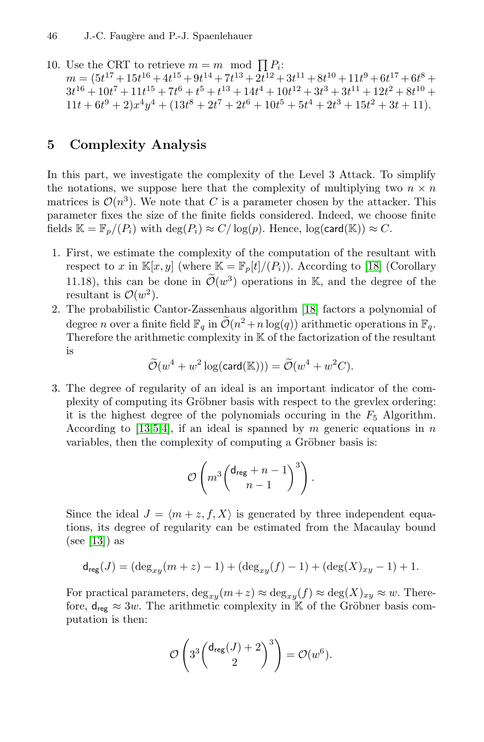10. Use the CRT to retrieve $m = m \mod \prod P_i$:
$m = (5t^{17} + 15t^{16} + 4t^{15} + 9t^{14} + 7t^{13} + 2t^{12} + 3t^{11} + 8t^{10} + 11t^9 + 6t^{17} + 6t^8 + 3t^{16} + 10t^7 + 11t^{15} + 7t^6 + t^5 + t^{13} + 14t^4 + 10t^{12} + 3t^3 + 3t^{11} + 12t^2 + 8t^{10} + 11t + 6t^9 + 2)x^4y^4 + (13t^8 + 2t^7 + 2t^6 + 10t^5 + 5t^4 + 2t^3 + 15t^2 + 3t + 11)$.

## 5 Complexity Analysis

In this part, we investigate the complexity of the Level 3 Attack. To simplify the notations, we suppose here that the complexity of multiplying two $n \times n$ matrices is $\mathcal{O}(n^3)$. We note that $C$ is a parameter chosen by the attacker. This parameter fixes the size of the finite fields considered. Indeed, we choose finite fields $\mathbb{K} = \mathbb{F}_p/(P_i)$ with $\deg(P_i) \approx C/\log(p)$. Hence, $\log(\mathsf{card}(\mathbb{K})) \approx C$.

1. First, we estimate the complexity of the computation of the resultant with respect to $x$ in $\mathbb{K}[x, y]$ (where $\mathbb{K} = \mathbb{F}_p[t]/(P_i)$). According to [18] (Corollary 11.18), this can be done in $\widetilde{\mathcal{O}}(w^3)$ operations in $\mathbb{K}$, and the degree of the resultant is $\mathcal{O}(w^2)$.
2. The probabilistic Cantor-Zassenhaus algorithm [18] factors a polynomial of degree $n$ over a finite field $\mathbb{F}_q$ in $\widetilde{\mathcal{O}}(n^2 + n\log(q))$ arithmetic operations in $\mathbb{F}_q$. Therefore the arithmetic complexity in $\mathbb{K}$ of the factorization of the resultant is
$$\widetilde{\mathcal{O}}(w^4 + w^2 \log(\mathsf{card}(\mathbb{K}))) = \widetilde{\mathcal{O}}(w^4 + w^2 C).$$
3. The degree of regularity of an ideal is an important indicator of the complexity of computing its Gröbner basis with respect to the grevlex ordering: it is the highest degree of the polynomials occuring in the $F_5$ Algorithm. According to [13,5,4], if an ideal is spanned by $m$ generic equations in $n$ variables, then the complexity of computing a Gröbner basis is:
$$\mathcal{O}\left(m^3 \binom{\mathsf{d}_{\mathsf{reg}} + n - 1}{n - 1}^3\right).$$
Since the ideal $J = \langle m + z, f, X\rangle$ is generated by three independent equations, its degree of regularity can be estimated from the Macaulay bound (see [13]) as
$$\mathsf{d}_{\mathsf{reg}}(J) = (\deg_{xy}(m + z) - 1) + (\deg_{xy}(f) - 1) + (\deg(X)_{xy} - 1) + 1.$$
For practical parameters, $\deg_{xy}(m+z) \approx \deg_{xy}(f) \approx \deg(X)_{xy} \approx w$. Therefore, $\mathsf{d}_{\mathsf{reg}} \approx 3w$. The arithmetic complexity in $\mathbb{K}$ of the Gröbner basis computation is then:
$$\mathcal{O}\left(3^3 \binom{\mathsf{d}_{\mathsf{reg}}(J) + 2}{2}^3\right) = \mathcal{O}(w^6).$$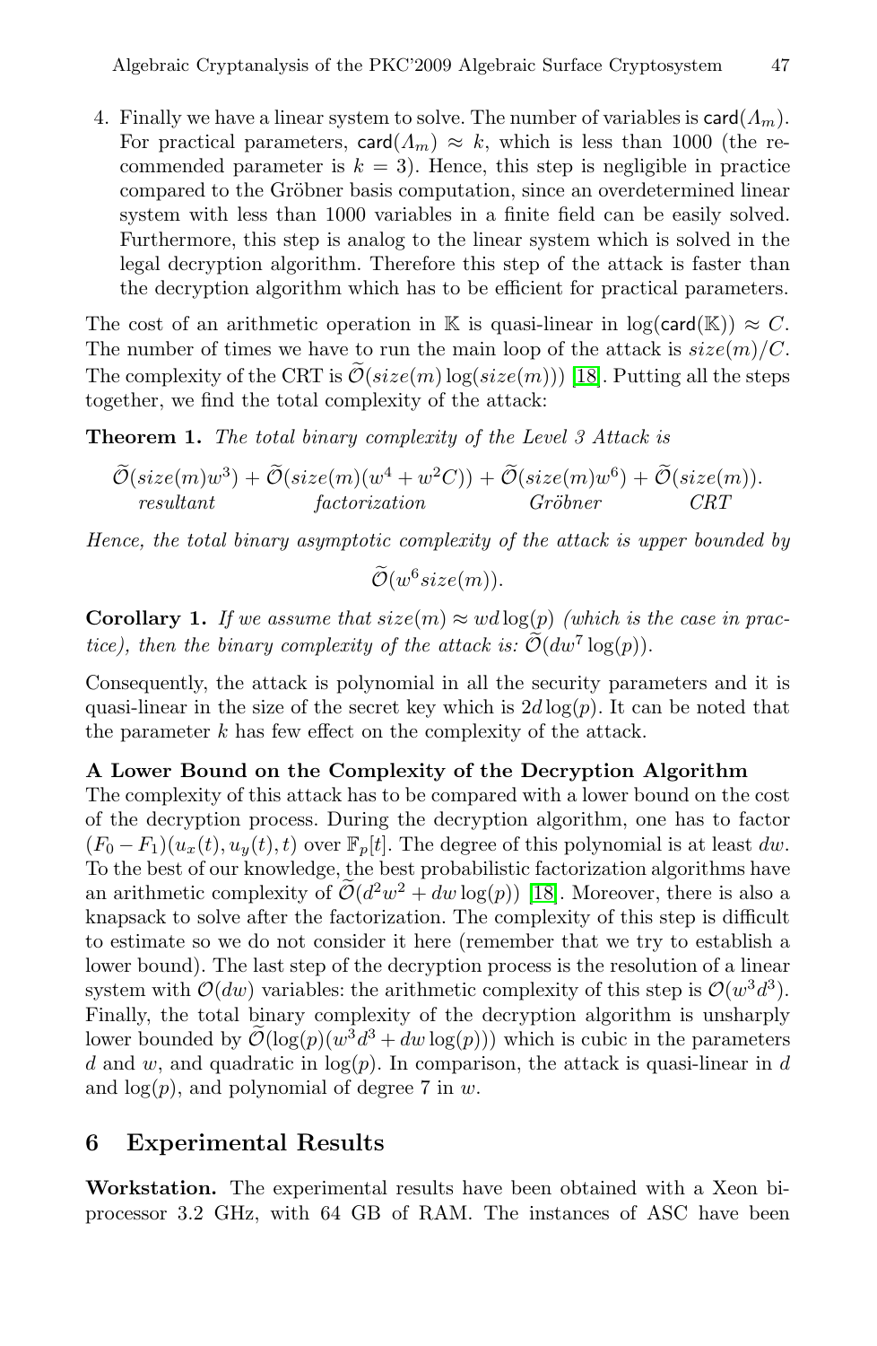4. Finally we have a linear system to solve. The number of variables is $\mathsf{card}(\Lambda_m)$. For practical parameters, $\mathsf{card}(\Lambda_m) \approx k$, which is less than 1000 (the recommended parameter is $k = 3$). Hence, this step is negligible in practice compared to the Gröbner basis computation, since an overdetermined linear system with less than 1000 variables in a finite field can be easily solved. Furthermore, this step is analog to the linear system which is solved in the legal decryption algorithm. Therefore this step of the attack is faster than the decryption algorithm which has to be efficient for practical parameters.

The cost of an arithmetic operation in $\mathbb{K}$ is quasi-linear in $\log(\mathsf{card}(\mathbb{K})) \approx C$. The number of times we have to run the main loop of the attack is $size(m)/C$. The complexity of the CRT is $\widetilde{\mathcal{O}}(size(m)\log(size(m)))$ [18]. Putting all the steps together, we find the total complexity of the attack:

**Theorem 1.** *The total binary complexity of the Level 3 Attack is*

$$\underbrace{\widetilde{\mathcal{O}}(size(m)w^3)}_{resultant} + \underbrace{\widetilde{\mathcal{O}}(size(m)(w^4 + w^2C))}_{factorization} + \underbrace{\widetilde{\mathcal{O}}(size(m)w^6)}_{Gröbner} + \underbrace{\widetilde{\mathcal{O}}(size(m))}_{CRT}.$$

*Hence, the total binary asymptotic complexity of the attack is upper bounded by*

$$\widetilde{\mathcal{O}}(w^6 size(m)).$$

**Corollary 1.** *If we assume that $size(m) \approx wd\log(p)$ (which is the case in practice), then the binary complexity of the attack is: $\widetilde{\mathcal{O}}(dw^7\log(p))$.*

Consequently, the attack is polynomial in all the security parameters and it is quasi-linear in the size of the secret key which is $2d\log(p)$. It can be noted that the parameter $k$ has few effect on the complexity of the attack.

**A Lower Bound on the Complexity of the Decryption Algorithm**
The complexity of this attack has to be compared with a lower bound on the cost of the decryption process. During the decryption algorithm, one has to factor $(F_0 - F_1)(u_x(t), u_y(t), t)$ over $\mathbb{F}_p[t]$. The degree of this polynomial is at least $dw$. To the best of our knowledge, the best probabilistic factorization algorithms have an arithmetic complexity of $\widetilde{\mathcal{O}}(d^2w^2 + dw\log(p))$ [18]. Moreover, there is also a knapsack to solve after the factorization. The complexity of this step is difficult to estimate so we do not consider it here (remember that we try to establish a lower bound). The last step of the decryption process is the resolution of a linear system with $\mathcal{O}(dw)$ variables: the arithmetic complexity of this step is $\mathcal{O}(w^3d^3)$. Finally, the total binary complexity of the decryption algorithm is unsharply lower bounded by $\widetilde{\mathcal{O}}(\log(p)(w^3d^3 + dw\log(p)))$ which is cubic in the parameters $d$ and $w$, and quadratic in $\log(p)$. In comparison, the attack is quasi-linear in $d$ and $\log(p)$, and polynomial of degree 7 in $w$.

## 6 Experimental Results

**Workstation.** The experimental results have been obtained with a Xeon bi-processor 3.2 GHz, with 64 GB of RAM. The instances of ASC have been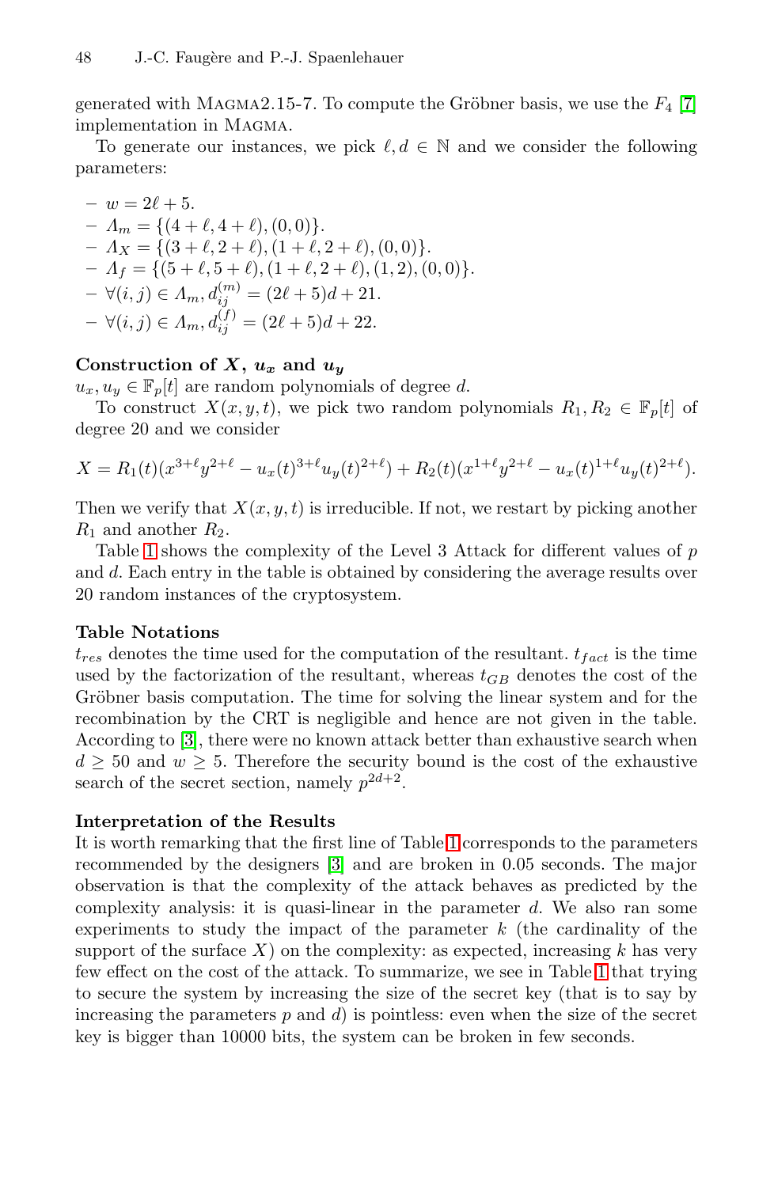generated with MAGMA2.15-7. To compute the Gröbner basis, we use the $F_4$ [7] implementation in MAGMA.

To generate our instances, we pick $\ell, d \in \mathbb{N}$ and we consider the following parameters:

- $w = 2\ell + 5$.
- $\Lambda_m = \{(4+\ell, 4+\ell), (0,0)\}$.
- $\Lambda_X = \{(3+\ell, 2+\ell), (1+\ell, 2+\ell), (0,0)\}$.
- $\Lambda_f = \{(5+\ell, 5+\ell), (1+\ell, 2+\ell), (1,2), (0,0)\}$.
- $\forall (i,j) \in \Lambda_m, d_{ij}^{(m)} = (2\ell+5)d + 21$.
- $\forall (i,j) \in \Lambda_m, d_{ij}^{(f)} = (2\ell+5)d + 22$.

**Construction of $X$, $u_x$ and $u_y$**

$u_x, u_y \in \mathbb{F}_p[t]$ are random polynomials of degree $d$.

To construct $X(x,y,t)$, we pick two random polynomials $R_1, R_2 \in \mathbb{F}_p[t]$ of degree 20 and we consider

$$X = R_1(t)(x^{3+\ell}y^{2+\ell} - u_x(t)^{3+\ell}u_y(t)^{2+\ell}) + R_2(t)(x^{1+\ell}y^{2+\ell} - u_x(t)^{1+\ell}u_y(t)^{2+\ell}).$$

Then we verify that $X(x,y,t)$ is irreducible. If not, we restart by picking another $R_1$ and another $R_2$.

Table 1 shows the complexity of the Level 3 Attack for different values of $p$ and $d$. Each entry in the table is obtained by considering the average results over 20 random instances of the cryptosystem.

**Table Notations**

$t_{res}$ denotes the time used for the computation of the resultant. $t_{fact}$ is the time used by the factorization of the resultant, whereas $t_{GB}$ denotes the cost of the Gröbner basis computation. The time for solving the linear system and for the recombination by the CRT is negligible and hence are not given in the table. According to [3], there were no known attack better than exhaustive search when $d \geq 50$ and $w \geq 5$. Therefore the security bound is the cost of the exhaustive search of the secret section, namely $p^{2d+2}$.

**Interpretation of the Results**

It is worth remarking that the first line of Table 1 corresponds to the parameters recommended by the designers [3] and are broken in 0.05 seconds. The major observation is that the complexity of the attack behaves as predicted by the complexity analysis: it is quasi-linear in the parameter $d$. We also ran some experiments to study the impact of the parameter $k$ (the cardinality of the support of the surface $X$) on the complexity: as expected, increasing $k$ has very few effect on the cost of the attack. To summarize, we see in Table 1 that trying to secure the system by increasing the size of the secret key (that is to say by increasing the parameters $p$ and $d$) is pointless: even when the size of the secret key is bigger than 10000 bits, the system can be broken in few seconds.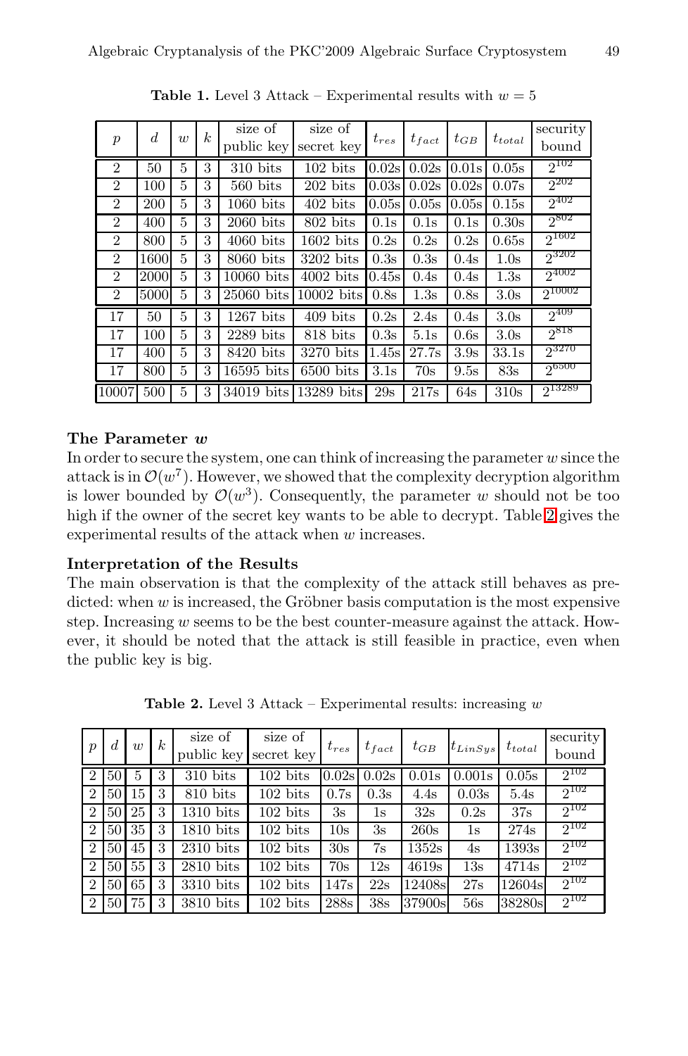**Table 1.** Level 3 Attack – Experimental results with $w = 5$

| $p$ | $d$ | $w$ | $k$ | size of public key | size of secret key | $t_{res}$ | $t_{fact}$ | $t_{GB}$ | $t_{total}$ | security bound |
|---|---|---|---|---|---|---|---|---|---|---|
| 2 | 50 | 5 | 3 | 310 bits | 102 bits | 0.02s | 0.02s | 0.01s | 0.05s | $2^{102}$ |
| 2 | 100 | 5 | 3 | 560 bits | 202 bits | 0.03s | 0.02s | 0.02s | 0.07s | $2^{202}$ |
| 2 | 200 | 5 | 3 | 1060 bits | 402 bits | 0.05s | 0.05s | 0.05s | 0.15s | $2^{402}$ |
| 2 | 400 | 5 | 3 | 2060 bits | 802 bits | 0.1s | 0.1s | 0.1s | 0.30s | $2^{802}$ |
| 2 | 800 | 5 | 3 | 4060 bits | 1602 bits | 0.2s | 0.2s | 0.2s | 0.65s | $2^{1602}$ |
| 2 | 1600 | 5 | 3 | 8060 bits | 3202 bits | 0.3s | 0.3s | 0.4s | 1.0s | $2^{3202}$ |
| 2 | 2000 | 5 | 3 | 10060 bits | 4002 bits | 0.45s | 0.4s | 0.4s | 1.3s | $2^{4002}$ |
| 2 | 5000 | 5 | 3 | 25060 bits | 10002 bits | 0.8s | 1.3s | 0.8s | 3.0s | $2^{10002}$ |
| 17 | 50 | 5 | 3 | 1267 bits | 409 bits | 0.2s | 2.4s | 0.4s | 3.0s | $2^{409}$ |
| 17 | 100 | 5 | 3 | 2289 bits | 818 bits | 0.3s | 5.1s | 0.6s | 3.0s | $2^{818}$ |
| 17 | 400 | 5 | 3 | 8420 bits | 3270 bits | 1.45s | 27.7s | 3.9s | 33.1s | $2^{3270}$ |
| 17 | 800 | 5 | 3 | 16595 bits | 6500 bits | 3.1s | 70s | 9.5s | 83s | $2^{6500}$ |
| 10007 | 500 | 5 | 3 | 34019 bits | 13289 bits | 29s | 217s | 64s | 310s | $2^{13289}$ |

**The Parameter $w$**

In order to secure the system, one can think of increasing the parameter $w$ since the attack is in $\mathcal{O}(w^7)$. However, we showed that the complexity decryption algorithm is lower bounded by $\mathcal{O}(w^3)$. Consequently, the parameter $w$ should not be too high if the owner of the secret key wants to be able to decrypt. Table 2 gives the experimental results of the attack when $w$ increases.

**Interpretation of the Results**

The main observation is that the complexity of the attack still behaves as predicted: when $w$ is increased, the Gröbner basis computation is the most expensive step. Increasing $w$ seems to be the best counter-measure against the attack. However, it should be noted that the attack is still feasible in practice, even when the public key is big.

**Table 2.** Level 3 Attack – Experimental results: increasing $w$

| $p$ | $d$ | $w$ | $k$ | size of public key | size of secret key | $t_{res}$ | $t_{fact}$ | $t_{GB}$ | $t_{LinSys}$ | $t_{total}$ | security bound |
|---|---|---|---|---|---|---|---|---|---|---|---|
| 2 | 50 | 5 | 3 | 310 bits | 102 bits | 0.02s | 0.02s | 0.01s | 0.001s | 0.05s | $2^{102}$ |
| 2 | 50 | 15 | 3 | 810 bits | 102 bits | 0.7s | 0.3s | 4.4s | 0.03s | 5.4s | $2^{102}$ |
| 2 | 50 | 25 | 3 | 1310 bits | 102 bits | 3s | 1s | 32s | 0.2s | 37s | $2^{102}$ |
| 2 | 50 | 35 | 3 | 1810 bits | 102 bits | 10s | 3s | 260s | 1s | 274s | $2^{102}$ |
| 2 | 50 | 45 | 3 | 2310 bits | 102 bits | 30s | 7s | 1352s | 4s | 1393s | $2^{102}$ |
| 2 | 50 | 55 | 3 | 2810 bits | 102 bits | 70s | 12s | 4619s | 13s | 4714s | $2^{102}$ |
| 2 | 50 | 65 | 3 | 3310 bits | 102 bits | 147s | 22s | 12408s | 27s | 12604s | $2^{102}$ |
| 2 | 50 | 75 | 3 | 3810 bits | 102 bits | 288s | 38s | 37900s | 56s | 38280s | $2^{102}$ |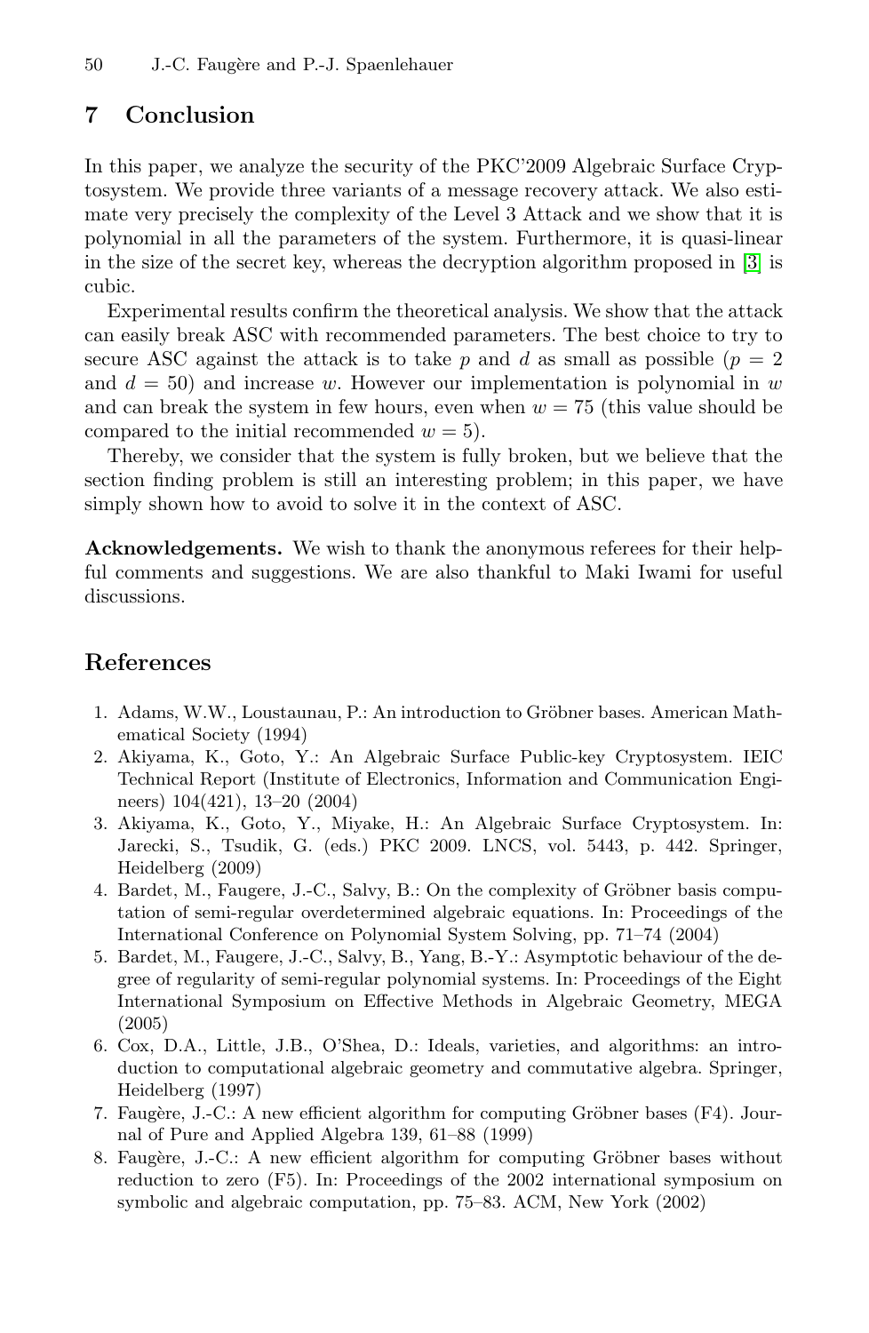## 7 Conclusion

In this paper, we analyze the security of the PKC'2009 Algebraic Surface Cryptosystem. We provide three variants of a message recovery attack. We also estimate very precisely the complexity of the Level 3 Attack and we show that it is polynomial in all the parameters of the system. Furthermore, it is quasi-linear in the size of the secret key, whereas the decryption algorithm proposed in [3] is cubic.

Experimental results confirm the theoretical analysis. We show that the attack can easily break ASC with recommended parameters. The best choice to try to secure ASC against the attack is to take $p$ and $d$ as small as possible ($p = 2$ and $d = 50$) and increase $w$. However our implementation is polynomial in $w$ and can break the system in few hours, even when $w = 75$ (this value should be compared to the initial recommended $w = 5$).

Thereby, we consider that the system is fully broken, but we believe that the section finding problem is still an interesting problem; in this paper, we have simply shown how to avoid to solve it in the context of ASC.

**Acknowledgements.** We wish to thank the anonymous referees for their helpful comments and suggestions. We are also thankful to Maki Iwami for useful discussions.

## References

1. Adams, W.W., Loustaunau, P.: An introduction to Gröbner bases. American Mathematical Society (1994)
2. Akiyama, K., Goto, Y.: An Algebraic Surface Public-key Cryptosystem. IEIC Technical Report (Institute of Electronics, Information and Communication Engineers) 104(421), 13–20 (2004)
3. Akiyama, K., Goto, Y., Miyake, H.: An Algebraic Surface Cryptosystem. In: Jarecki, S., Tsudik, G. (eds.) PKC 2009. LNCS, vol. 5443, p. 442. Springer, Heidelberg (2009)
4. Bardet, M., Faugere, J.-C., Salvy, B.: On the complexity of Gröbner basis computation of semi-regular overdetermined algebraic equations. In: Proceedings of the International Conference on Polynomial System Solving, pp. 71–74 (2004)
5. Bardet, M., Faugere, J.-C., Salvy, B., Yang, B.-Y.: Asymptotic behaviour of the degree of regularity of semi-regular polynomial systems. In: Proceedings of the Eight International Symposium on Effective Methods in Algebraic Geometry, MEGA (2005)
6. Cox, D.A., Little, J.B., O'Shea, D.: Ideals, varieties, and algorithms: an introduction to computational algebraic geometry and commutative algebra. Springer, Heidelberg (1997)
7. Faugère, J.-C.: A new efficient algorithm for computing Gröbner bases (F4). Journal of Pure and Applied Algebra 139, 61–88 (1999)
8. Faugère, J.-C.: A new efficient algorithm for computing Gröbner bases without reduction to zero (F5). In: Proceedings of the 2002 international symposium on symbolic and algebraic computation, pp. 75–83. ACM, New York (2002)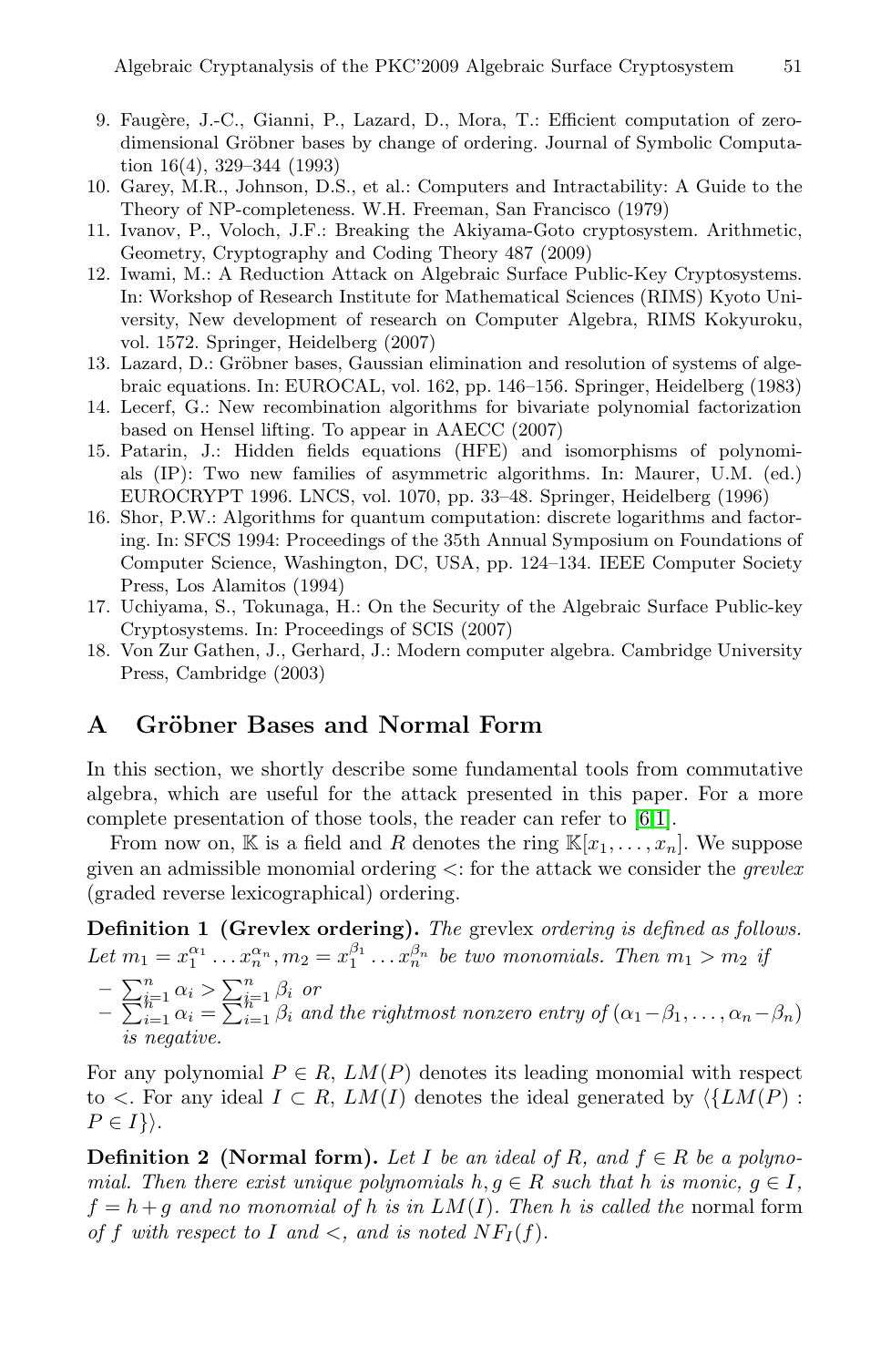9. Faugère, J.-C., Gianni, P., Lazard, D., Mora, T.: Efficient computation of zero-dimensional Gröbner bases by change of ordering. Journal of Symbolic Computation 16(4), 329–344 (1993)
10. Garey, M.R., Johnson, D.S., et al.: Computers and Intractability: A Guide to the Theory of NP-completeness. W.H. Freeman, San Francisco (1979)
11. Ivanov, P., Voloch, J.F.: Breaking the Akiyama-Goto cryptosystem. Arithmetic, Geometry, Cryptography and Coding Theory 487 (2009)
12. Iwami, M.: A Reduction Attack on Algebraic Surface Public-Key Cryptosystems. In: Workshop of Research Institute for Mathematical Sciences (RIMS) Kyoto University, New development of research on Computer Algebra, RIMS Kokyuroku, vol. 1572. Springer, Heidelberg (2007)
13. Lazard, D.: Gröbner bases, Gaussian elimination and resolution of systems of algebraic equations. In: EUROCAL, vol. 162, pp. 146–156. Springer, Heidelberg (1983)
14. Lecerf, G.: New recombination algorithms for bivariate polynomial factorization based on Hensel lifting. To appear in AAECC (2007)
15. Patarin, J.: Hidden fields equations (HFE) and isomorphisms of polynomials (IP): Two new families of asymmetric algorithms. In: Maurer, U.M. (ed.) EUROCRYPT 1996. LNCS, vol. 1070, pp. 33–48. Springer, Heidelberg (1996)
16. Shor, P.W.: Algorithms for quantum computation: discrete logarithms and factoring. In: SFCS 1994: Proceedings of the 35th Annual Symposium on Foundations of Computer Science, Washington, DC, USA, pp. 124–134. IEEE Computer Society Press, Los Alamitos (1994)
17. Uchiyama, S., Tokunaga, H.: On the Security of the Algebraic Surface Public-key Cryptosystems. In: Proceedings of SCIS (2007)
18. Von Zur Gathen, J., Gerhard, J.: Modern computer algebra. Cambridge University Press, Cambridge (2003)

## A Gröbner Bases and Normal Form

In this section, we shortly describe some fundamental tools from commutative algebra, which are useful for the attack presented in this paper. For a more complete presentation of those tools, the reader can refer to [6,1].

From now on, $\mathbb{K}$ is a field and $R$ denotes the ring $\mathbb{K}[x_1, \ldots, x_n]$. We suppose given an admissible monomial ordering $<$: for the attack we consider the *grevlex* (graded reverse lexicographical) ordering.

**Definition 1 (Grevlex ordering).** *The* grevlex *ordering is defined as follows. Let $m_1 = x_1^{\alpha_1} \ldots x_n^{\alpha_n}, m_2 = x_1^{\beta_1} \ldots x_n^{\beta_n}$ be two monomials. Then $m_1 > m_2$ if*

- $\sum_{i=1}^{n} \alpha_i > \sum_{i=1}^{n} \beta_i$ *or*
- $\sum_{i=1}^{n} \alpha_i = \sum_{i=1}^{n} \beta_i$ *and the rightmost nonzero entry of $(\alpha_1 - \beta_1, \ldots, \alpha_n - \beta_n)$ is negative.*

For any polynomial $P \in R$, $LM(P)$ denotes its leading monomial with respect to $<$. For any ideal $I \subset R$, $LM(I)$ denotes the ideal generated by $\langle \{LM(P) : P \in I\} \rangle$.

**Definition 2 (Normal form).** *Let $I$ be an ideal of $R$, and $f \in R$ be a polynomial. Then there exist unique polynomials $h, g \in R$ such that $h$ is monic, $g \in I$, $f = h + g$ and no monomial of $h$ is in $LM(I)$. Then $h$ is called the* normal form *of $f$ with respect to $I$ and $<$, and is noted $NF_I(f)$.*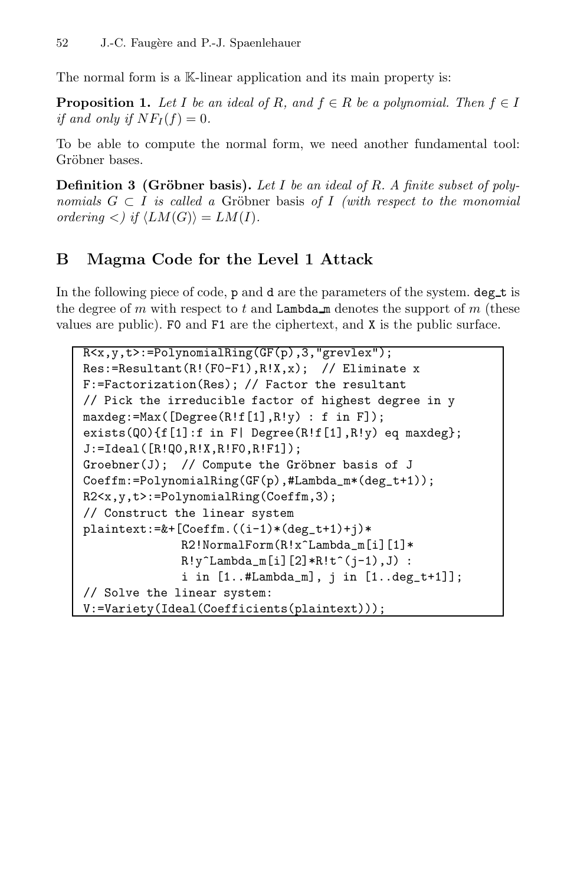The normal form is a $\mathbb{K}$-linear application and its main property is:

**Proposition 1.** *Let $I$ be an ideal of $R$, and $f \in R$ be a polynomial. Then $f \in I$ if and only if $NF_I(f) = 0$.*

To be able to compute the normal form, we need another fundamental tool: Gröbner bases.

**Definition 3 (Gröbner basis).** *Let $I$ be an ideal of $R$. A finite subset of polynomials $G \subset I$ is called a* Gröbner basis *of $I$ (with respect to the monomial ordering $<$) if $\langle LM(G) \rangle = LM(I)$.*

## B Magma Code for the Level 1 Attack

In the following piece of code, `p` and `d` are the parameters of the system. `deg_t` is the degree of $m$ with respect to $t$ and `Lambda_m` denotes the support of $m$ (these values are public). `F0` and `F1` are the ciphertext, and `X` is the public surface.

```
R<x,y,t>:=PolynomialRing(GF(p),3,"grevlex");
Res:=Resultant(R!(F0-F1),R!X,x);  // Eliminate x
F:=Factorization(Res); // Factor the resultant
// Pick the irreducible factor of highest degree in y
maxdeg:=Max([Degree(R!f[1],R!y) : f in F]);
exists(Q0){f[1]:f in F| Degree(R!f[1],R!y) eq maxdeg};
J:=Ideal([R!Q0,R!X,R!F0,R!F1]);
Groebner(J);  // Compute the Gröbner basis of J
Coeffm:=PolynomialRing(GF(p),#Lambda_m*(deg_t+1));
R2<x,y,t>:=PolynomialRing(Coeffm,3);
// Construct the linear system
plaintext:=&+[Coeffm.((i-1)*(deg_t+1)+j)*
              R2!NormalForm(R!x^Lambda_m[i][1]*
              R!y^Lambda_m[i][2]*R!t^(j-1),J) :
              i in [1..#Lambda_m], j in [1..deg_t+1]];
// Solve the linear system:
V:=Variety(Ideal(Coefficients(plaintext)));
```